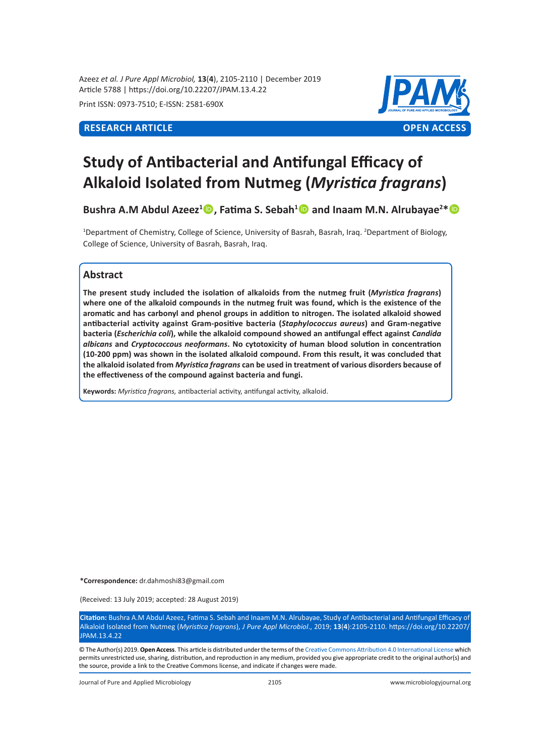Azeez *et al. J Pure Appl Microbiol,* **13**(**4**), 2105-2110 | December 2019
Article 5788 | https://doi.org/10.22207/JPAM.13.4.22

Print ISSN: 0973-7510; E-ISSN: 2581-690X

**RESEARCH ARTICLE** **OPEN ACCESS**

# Study of Antibacterial and Antifungal Efficacy of Alkaloid Isolated from Nutmeg (*Myristica fragrans*)

**Bushra A.M Abdul Azeez[1], Fatima S. Sebah[1] and Inaam M.N. Alrubayae[2]***

[1]Department of Chemistry, College of Science, University of Basrah, Basrah, Iraq. [2]Department of Biology, College of Science, University of Basrah, Basrah, Iraq.

## Abstract

**The present study included the isolation of alkaloids from the nutmeg fruit (*Myristica fragrans*) where one of the alkaloid compounds in the nutmeg fruit was found, which is the existence of the aromatic and has carbonyl and phenol groups in addition to nitrogen. The isolated alkaloid showed antibacterial activity against Gram-positive bacteria (*Staphylococcus aureus*) and Gram-negative bacteria (*Escherichia coli*), while the alkaloid compound showed an antifungal effect against *Candida albicans* and *Cryptococcus neoformans*. No cytotoxicity of human blood solution in concentration (10-200 ppm) was shown in the isolated alkaloid compound. From this result, it was concluded that the alkaloid isolated from *Myristica fragrans* can be used in treatment of various disorders because of the effectiveness of the compound against bacteria and fungi.**

**Keywords:** *Myristica fragrans,* antibacterial activity, antifungal activity, alkaloid.

***Correspondence:** dr.dahmoshi83@gmail.com

(Received: 13 July 2019; accepted: 28 August 2019)

**Citation:** Bushra A.M Abdul Azeez, Fatima S. Sebah and Inaam M.N. Alrubayae, Study of Antibacterial and Antifungal Efficacy of Alkaloid Isolated from Nutmeg (*Myristica fragrans*), *J Pure Appl Microbiol*., 2019; **13**(**4**):2105-2110. https://doi.org/10.22207/JPAM.13.4.22

© The Author(s) 2019. **Open Access**. This article is distributed under the terms of the Creative Commons Attribution 4.0 International License which permits unrestricted use, sharing, distribution, and reproduction in any medium, provided you give appropriate credit to the original author(s) and the source, provide a link to the Creative Commons license, and indicate if changes were made.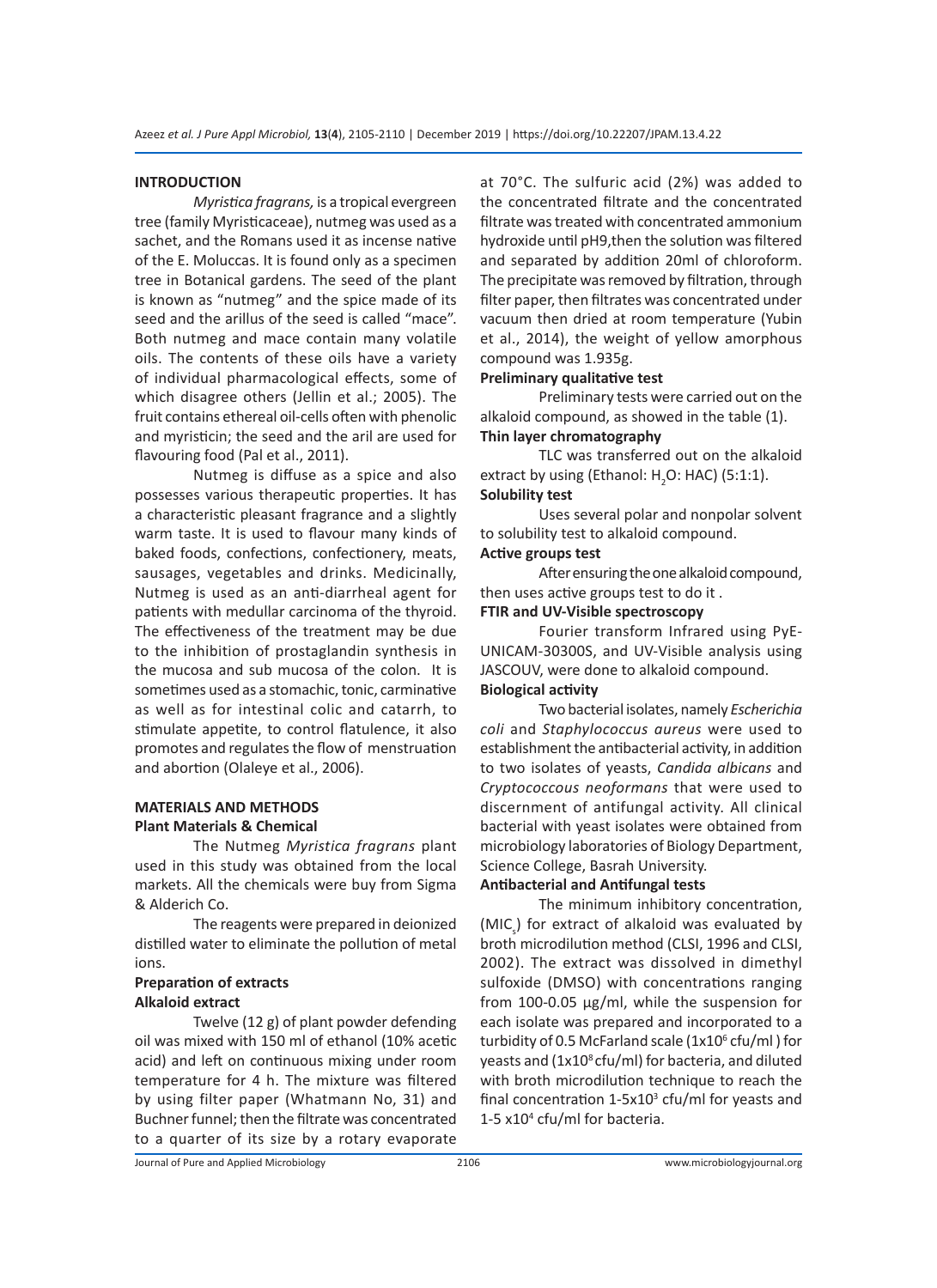## INTRODUCTION

*Myristica fragrans,* is a tropical evergreen tree (family Myristicaceae), nutmeg was used as a sachet, and the Romans used it as incense native of the E. Moluccas. It is found only as a specimen tree in Botanical gardens. The seed of the plant is known as "nutmeg" and the spice made of its seed and the arillus of the seed is called "mace". Both nutmeg and mace contain many volatile oils. The contents of these oils have a variety of individual pharmacological effects, some of which disagree others (Jellin et al.; 2005). The fruit contains ethereal oil-cells often with phenolic and myristicin; the seed and the aril are used for flavouring food (Pal et al., 2011).

Nutmeg is diffuse as a spice and also possesses various therapeutic properties. It has a characteristic pleasant fragrance and a slightly warm taste. It is used to flavour many kinds of baked foods, confections, confectionery, meats, sausages, vegetables and drinks. Medicinally, Nutmeg is used as an anti-diarrheal agent for patients with medullar carcinoma of the thyroid. The effectiveness of the treatment may be due to the inhibition of prostaglandin synthesis in the mucosa and sub mucosa of the colon. It is sometimes used as a stomachic, tonic, carminative as well as for intestinal colic and catarrh, to stimulate appetite, to control flatulence, it also promotes and regulates the flow of menstruation and abortion (Olaleye et al., 2006).

## MATERIALS AND METHODS

### Plant Materials & Chemical

The Nutmeg *Myristica fragrans* plant used in this study was obtained from the local markets. All the chemicals were buy from Sigma & Alderich Co.

The reagents were prepared in deionized distilled water to eliminate the pollution of metal ions.

### Preparation of extracts

### Alkaloid extract

Twelve (12 g) of plant powder defending oil was mixed with 150 ml of ethanol (10% acetic acid) and left on continuous mixing under room temperature for 4 h. The mixture was filtered by using filter paper (Whatmann No, 31) and Buchner funnel; then the filtrate was concentrated to a quarter of its size by a rotary evaporate at 70°C. The sulfuric acid (2%) was added to the concentrated filtrate and the concentrated filtrate was treated with concentrated ammonium hydroxide until pH9,then the solution was filtered and separated by addition 20ml of chloroform. The precipitate was removed by filtration, through filter paper, then filtrates was concentrated under vacuum then dried at room temperature (Yubin et al., 2014), the weight of yellow amorphous compound was 1.935g.

### Preliminary qualitative test

Preliminary tests were carried out on the alkaloid compound, as showed in the table (1).

### Thin layer chromatography

TLC was transferred out on the alkaloid extract by using (Ethanol: $H_2O$: HAC) (5:1:1).

### Solubility test

Uses several polar and nonpolar solvent to solubility test to alkaloid compound.

### Active groups test

After ensuring the one alkaloid compound, then uses active groups test to do it .

### FTIR and UV-Visible spectroscopy

Fourier transform Infrared using PyE-UNICAM-30300S, and UV-Visible analysis using JASCOUV, were done to alkaloid compound.

### Biological activity

Two bacterial isolates, namely *Escherichia coli* and *Staphylococcus aureus* were used to establishment the antibacterial activity, in addition to two isolates of yeasts, *Candida albicans* and *Cryptococcous neoformans* that were used to discernment of antifungal activity. All clinical bacterial with yeast isolates were obtained from microbiology laboratories of Biology Department, Science College, Basrah University.

### Antibacterial and Antifungal tests

The minimum inhibitory concentration, ($MIC_s$) for extract of alkaloid was evaluated by broth microdilution method (CLSI, 1996 and CLSI, 2002). The extract was dissolved in dimethyl sulfoxide (DMSO) with concentrations ranging from 100-0.05 µg/ml, while the suspension for each isolate was prepared and incorporated to a turbidity of 0.5 McFarland scale ($1x10^6$ cfu/ml ) for yeasts and ($1x10^8$ cfu/ml) for bacteria, and diluted with broth microdilution technique to reach the final concentration 1-5x$10^3$ cfu/ml for yeasts and 1-5 x$10^4$ cfu/ml for bacteria.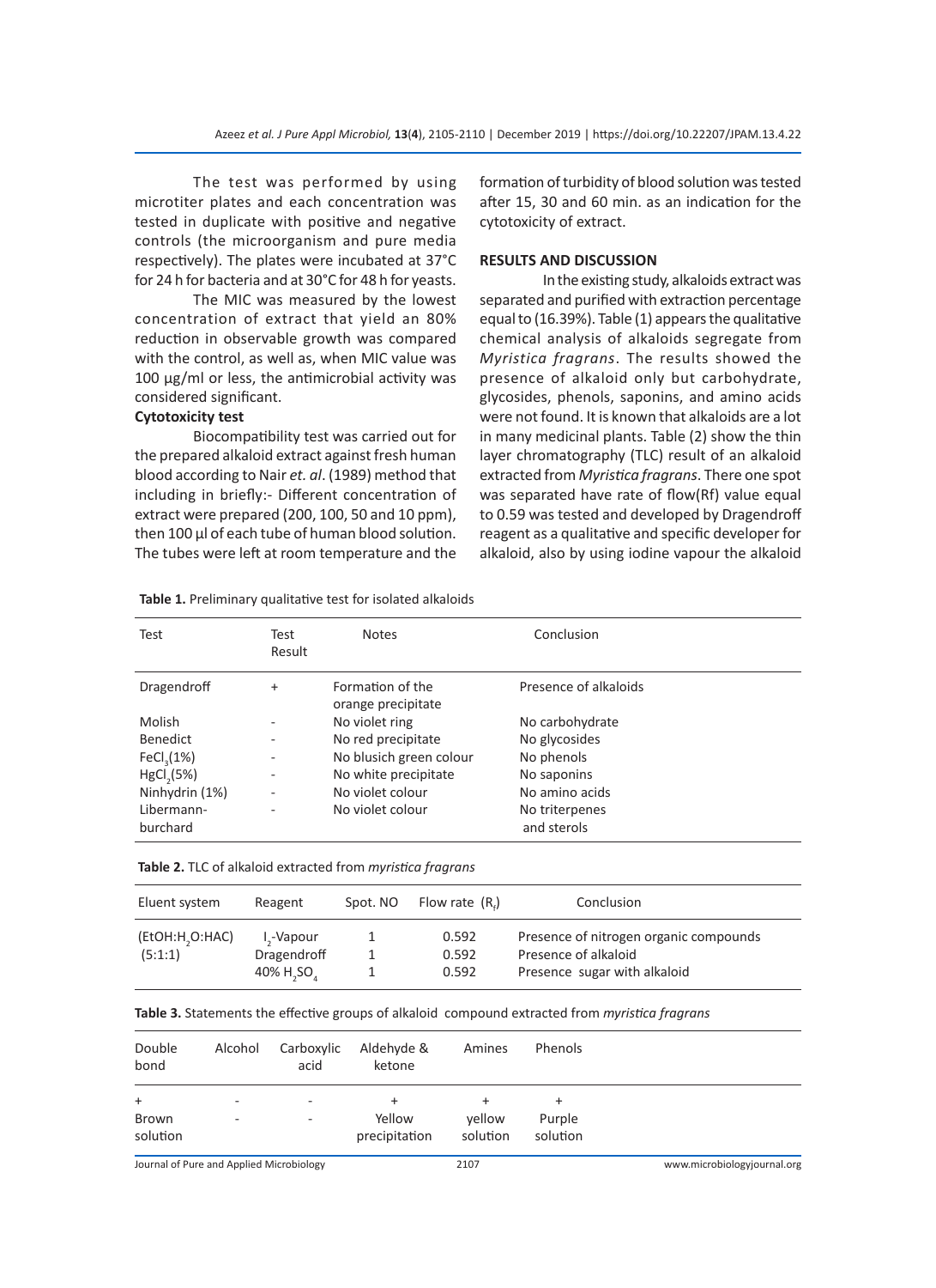The test was performed by using microtiter plates and each concentration was tested in duplicate with positive and negative controls (the microorganism and pure media respectively). The plates were incubated at 37°C for 24 h for bacteria and at 30°C for 48 h for yeasts.

The MIC was measured by the lowest concentration of extract that yield an 80% reduction in observable growth was compared with the control, as well as, when MIC value was 100 µg/ml or less, the antimicrobial activity was considered significant.

**Cytotoxicity test**

Biocompatibility test was carried out for the prepared alkaloid extract against fresh human blood according to Nair *et. al*. (1989) method that including in briefly:- Different concentration of extract were prepared (200, 100, 50 and 10 ppm), then 100 µl of each tube of human blood solution. The tubes were left at room temperature and the formation of turbidity of blood solution was tested after 15, 30 and 60 min. as an indication for the cytotoxicity of extract.

## RESULTS AND DISCUSSION

In the existing study, alkaloids extract was separated and purified with extraction percentage equal to (16.39%). Table (1) appears the qualitative chemical analysis of alkaloids segregate from *Myristica fragrans*. The results showed the presence of alkaloid only but carbohydrate, glycosides, phenols, saponins, and amino acids were not found. It is known that alkaloids are a lot in many medicinal plants. Table (2) show the thin layer chromatography (TLC) result of an alkaloid extracted from *Myristica fragrans*. There one spot was separated have rate of flow(Rf) value equal to 0.59 was tested and developed by Dragendroff reagent as a qualitative and specific developer for alkaloid, also by using iodine vapour the alkaloid

**Table 1.** Preliminary qualitative test for isolated alkaloids

| Test | Test Result | Notes | Conclusion |
|---|---|---|---|
| Dragendroff | + | Formation of the orange precipitate | Presence of alkaloids |
| Molish | - | No violet ring | No carbohydrate |
| Benedict | - | No red precipitate | No glycosides |
| $FeCl_3$(1%) | - | No blusich green colour | No phenols |
| $HgCl_2$(5%) | - | No white precipitate | No saponins |
| Ninhydrin (1%) | - | No violet colour | No amino acids |
| Libermann-burchard | - | No violet colour | No triterpenes and sterols |

**Table 2.** TLC of alkaloid extracted from *myristica fragrans*

| Eluent system | Reagent | Spot. NO | Flow rate ($R_f$) | Conclusion |
|---|---|---|---|---|
| ($EtOH:H_2O:HAC$) (5:1:1) | $I_2$-Vapour | 1 | 0.592 | Presence of nitrogen organic compounds |
| | Dragendroff | 1 | 0.592 | Presence of alkaloid |
| | 40% $H_2SO_4$ | 1 | 0.592 | Presence sugar with alkaloid |

**Table 3.** Statements the effective groups of alkaloid compound extracted from *myristica fragrans*

| Double bond | Alcohol | Carboxylic acid | Aldehyde & ketone | Amines | Phenols |
|---|---|---|---|---|---|
| + | - | - | + | + | + |
| Brown solution | - | - | Yellow precipitation | yellow solution | Purple solution |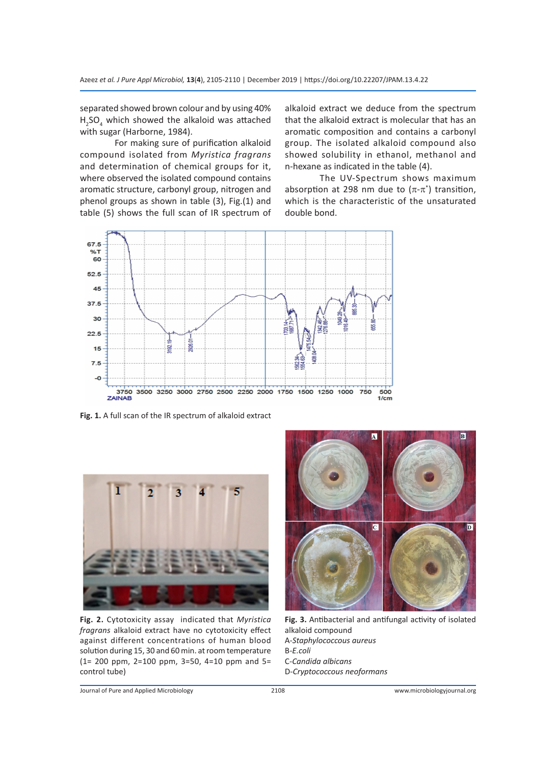separated showed brown colour and by using 40% $H_2SO_4$ which showed the alkaloid was attached with sugar (Harborne, 1984).

For making sure of purification alkaloid compound isolated from *Myristica fragrans* and determination of chemical groups for it, where observed the isolated compound contains aromatic structure, carbonyl group, nitrogen and phenol groups as shown in table (3), Fig.(1) and table (5) shows the full scan of IR spectrum of alkaloid extract we deduce from the spectrum that the alkaloid extract is molecular that has an aromatic composition and contains a carbonyl group. The isolated alkaloid compound also showed solubility in ethanol, methanol and n-hexane as indicated in the table (4).

The UV-Spectrum shows maximum absorption at 298 nm due to ($\pi$-$\pi^*$) transition, which is the characteristic of the unsaturated double bond.

**Fig. 1.** A full scan of the IR spectrum of alkaloid extract

**Fig. 2.** Cytotoxicity assay indicated that *Myristica fragrans* alkaloid extract have no cytotoxicity effect against different concentrations of human blood solution during 15, 30 and 60 min. at room temperature (1= 200 ppm, 2=100 ppm, 3=50, 4=10 ppm and 5= control tube)

**Fig. 3.** Antibacterial and antifungal activity of isolated alkaloid compound
A-*Staphylococcous aureus*
B-*E.coli*
C-*Candida albicans*
D-*Cryptococcous neoformans*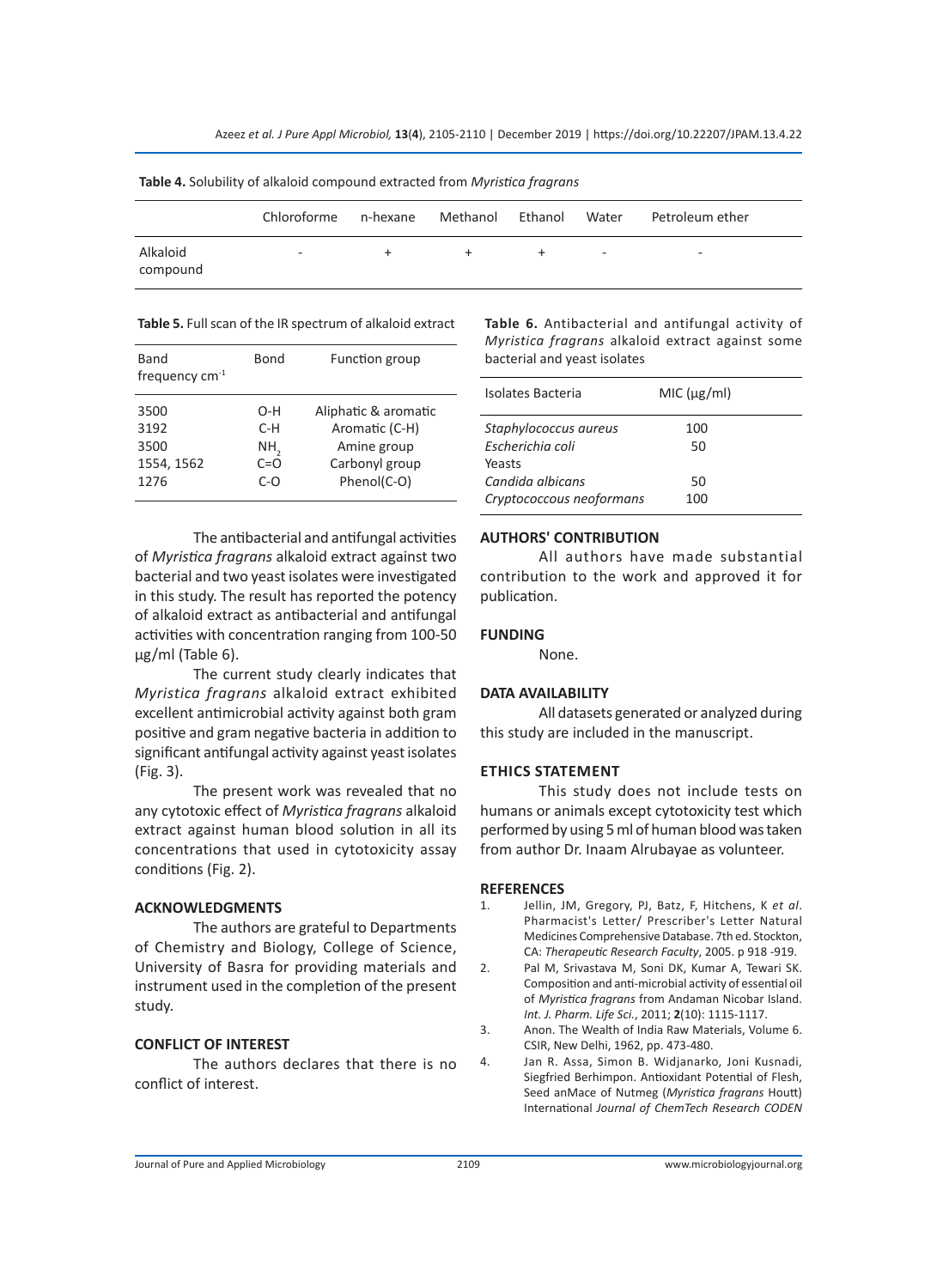**Table 4.** Solubility of alkaloid compound extracted from *Myristica fragrans*

| | Chloroforme | n-hexane | Methanol | Ethanol | Water | Petroleum ether |
|---|---|---|---|---|---|---|
| Alkaloid compound | - | + | + | + | - | - |

**Table 5.** Full scan of the IR spectrum of alkaloid extract

| Band frequency $cm^{-1}$ | Bond | Function group |
|---|---|---|
| 3500 | O-H | Aliphatic & aromatic |
| 3192 | C-H | Aromatic (C-H) |
| 3500 | $NH_2$ | Amine group |
| 1554, 1562 | C=O | Carbonyl group |
| 1276 | C-O | Phenol(C-O) |

The antibacterial and antifungal activities of *Myristica fragrans* alkaloid extract against two bacterial and two yeast isolates were investigated in this study. The result has reported the potency of alkaloid extract as antibacterial and antifungal activities with concentration ranging from 100-50 µg/ml (Table 6).

The current study clearly indicates that *Myristica fragrans* alkaloid extract exhibited excellent antimicrobial activity against both gram positive and gram negative bacteria in addition to significant antifungal activity against yeast isolates (Fig. 3).

The present work was revealed that no any cytotoxic effect of *Myristica fragrans* alkaloid extract against human blood solution in all its concentrations that used in cytotoxicity assay conditions (Fig. 2).

**Table 6.** Antibacterial and antifungal activity of *Myristica fragrans* alkaloid extract against some bacterial and yeast isolates

| Isolates Bacteria | MIC (µg/ml) |
|---|---|
| *Staphylococcus aureus* | 100 |
| *Escherichia coli* | 50 |
| Yeasts | |
| *Candida albicans* | 50 |
| *Cryptococcus neoformans* | 100 |

## ACKNOWLEDGMENTS

The authors are grateful to Departments of Chemistry and Biology, College of Science, University of Basra for providing materials and instrument used in the completion of the present study.

## CONFLICT OF INTEREST

The authors declares that there is no conflict of interest.

## AUTHORS' CONTRIBUTION

All authors have made substantial contribution to the work and approved it for publication.

## FUNDING

None.

## DATA AVAILABILITY

All datasets generated or analyzed during this study are included in the manuscript.

## ETHICS STATEMENT

This study does not include tests on humans or animals except cytotoxicity test which performed by using 5 ml of human blood was taken from author Dr. Inaam Alrubayae as volunteer.

## REFERENCES

1. Jellin, JM, Gregory, PJ, Batz, F, Hitchens, K *et al*. Pharmacist's Letter/ Prescriber's Letter Natural Medicines Comprehensive Database. 7th ed. Stockton, CA: *Therapeutic Research Faculty*, 2005. p 918 -919.
2. Pal M, Srivastava M, Soni DK, Kumar A, Tewari SK. Composition and anti-microbial activity of essential oil of *Myristica fragrans* from Andaman Nicobar Island. *Int. J. Pharm. Life Sci.*, 2011; **2**(10): 1115-1117.
3. Anon. The Wealth of India Raw Materials, Volume 6. CSIR, New Delhi, 1962, pp. 473-480.
4. Jan R. Assa, Simon B. Widjanarko, Joni Kusnadi, Siegfried Berhimpon. Antioxidant Potential of Flesh, Seed anMace of Nutmeg (*Myristica fragrans* Houtt) International *Journal of ChemTech Research CODEN*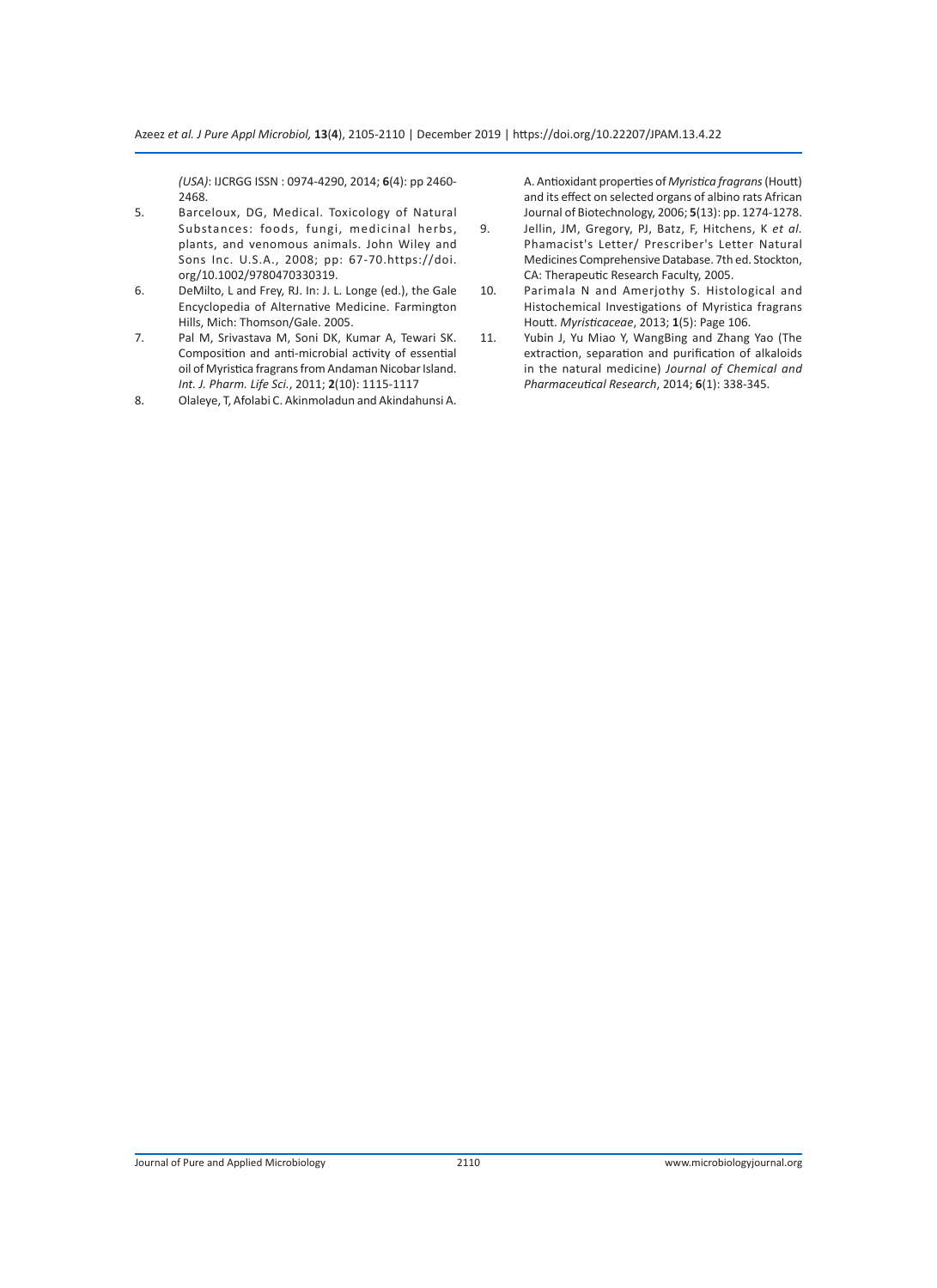*(USA)*: IJCRGG ISSN : 0974-4290, 2014; **6**(4): pp 2460-2468.

5. Barceloux, DG, Medical. Toxicology of Natural Substances: foods, fungi, medicinal herbs, plants, and venomous animals. John Wiley and Sons Inc. U.S.A., 2008; pp: 67-70.https://doi.org/10.1002/9780470330319.
6. DeMilto, L and Frey, RJ. In: J. L. Longe (ed.), the Gale Encyclopedia of Alternative Medicine. Farmington Hills, Mich: Thomson/Gale. 2005.
7. Pal M, Srivastava M, Soni DK, Kumar A, Tewari SK. Composition and anti-microbial activity of essential oil of Myristica fragrans from Andaman Nicobar Island. *Int. J. Pharm. Life Sci.*, 2011; **2**(10): 1115-1117
8. Olaleye, T, Afolabi C. Akinmoladun and Akindahunsi A. A. Antioxidant properties of *Myristica fragrans* (Houtt) and its effect on selected organs of albino rats African Journal of Biotechnology, 2006; **5**(13): pp. 1274-1278.
9. Jellin, JM, Gregory, PJ, Batz, F, Hitchens, K *et al.* Phamacist's Letter/ Prescriber's Letter Natural Medicines Comprehensive Database. 7th ed. Stockton, CA: Therapeutic Research Faculty, 2005.
10. Parimala N and Amerjothy S. Histological and Histochemical Investigations of Myristica fragrans Houtt. *Myristicaceae*, 2013; **1**(5): Page 106.
11. Yubin J, Yu Miao Y, WangBing and Zhang Yao (The extraction, separation and purification of alkaloids in the natural medicine) *Journal of Chemical and Pharmaceutical Research*, 2014; **6**(1): 338-345.